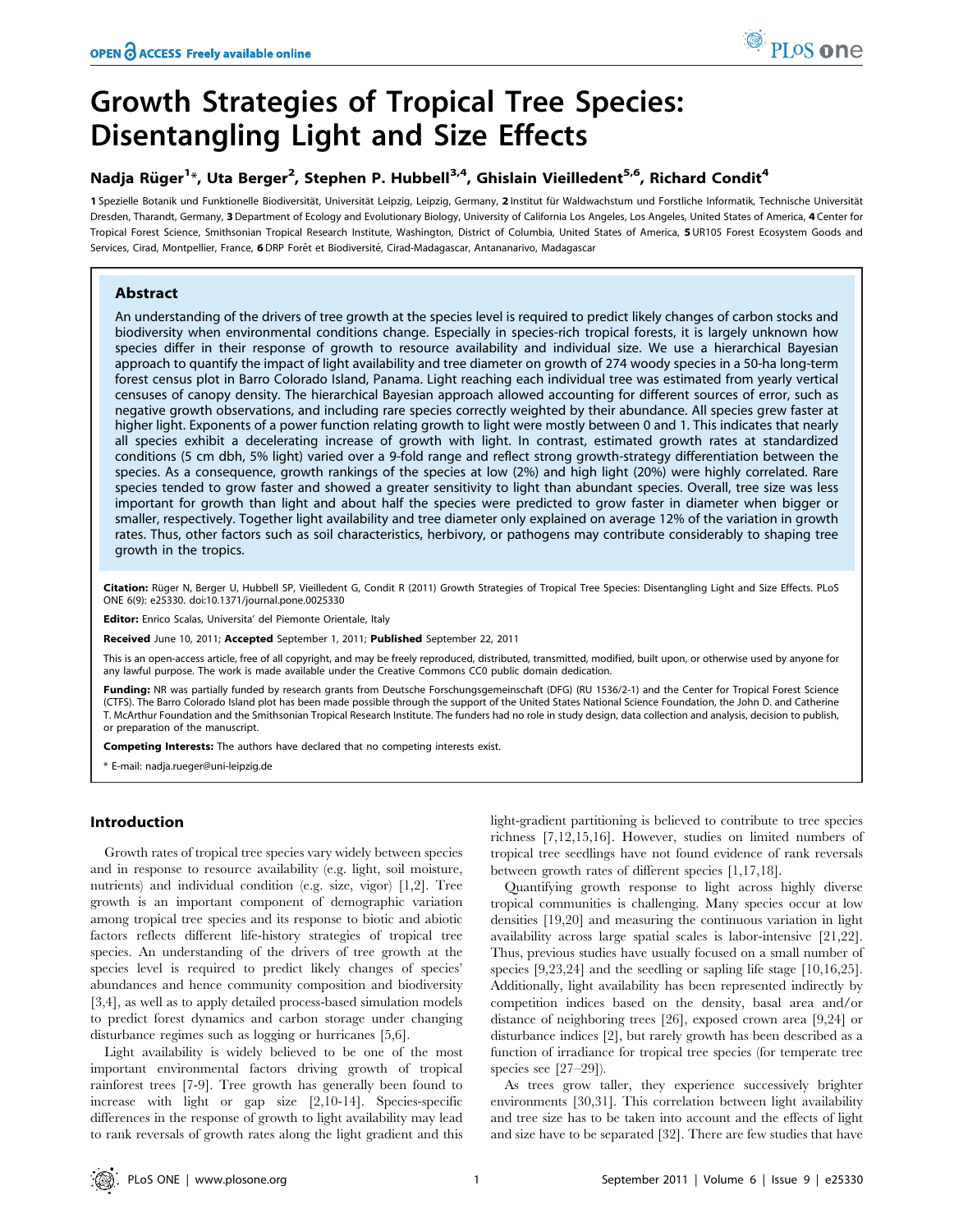# Growth Strategies of Tropical Tree Species: Disentangling Light and Size Effects

**Nadja Rüger[1]*, Uta Berger[2], Stephen P. Hubbell[3,4], Ghislain Vieilledent[5,6], Richard Condit[4]**

1 Spezielle Botanik und Funktionelle Biodiversität, Universität Leipzig, Leipzig, Germany, 2 Institut für Waldwachstum und Forstliche Informatik, Technische Universität Dresden, Tharandt, Germany, 3 Department of Ecology and Evolutionary Biology, University of California Los Angeles, Los Angeles, United States of America, 4 Center for Tropical Forest Science, Smithsonian Tropical Research Institute, Washington, District of Columbia, United States of America, 5 UR105 Forest Ecosystem Goods and Services, Cirad, Montpellier, France, 6 DRP Forêt et Biodiversité, Cirad-Madagascar, Antananarivo, Madagascar

## Abstract

An understanding of the drivers of tree growth at the species level is required to predict likely changes of carbon stocks and biodiversity when environmental conditions change. Especially in species-rich tropical forests, it is largely unknown how species differ in their response of growth to resource availability and individual size. We use a hierarchical Bayesian approach to quantify the impact of light availability and tree diameter on growth of 274 woody species in a 50-ha long-term forest census plot in Barro Colorado Island, Panama. Light reaching each individual tree was estimated from yearly vertical censuses of canopy density. The hierarchical Bayesian approach allowed accounting for different sources of error, such as negative growth observations, and including rare species correctly weighted by their abundance. All species grew faster at higher light. Exponents of a power function relating growth to light were mostly between 0 and 1. This indicates that nearly all species exhibit a decelerating increase of growth with light. In contrast, estimated growth rates at standardized conditions (5 cm dbh, 5% light) varied over a 9-fold range and reflect strong growth-strategy differentiation between the species. As a consequence, growth rankings of the species at low (2%) and high light (20%) were highly correlated. Rare species tended to grow faster and showed a greater sensitivity to light than abundant species. Overall, tree size was less important for growth than light and about half the species were predicted to grow faster in diameter when bigger or smaller, respectively. Together light availability and tree diameter only explained on average 12% of the variation in growth rates. Thus, other factors such as soil characteristics, herbivory, or pathogens may contribute considerably to shaping tree growth in the tropics.

**Citation:** Rüger N, Berger U, Hubbell SP, Vieilledent G, Condit R (2011) Growth Strategies of Tropical Tree Species: Disentangling Light and Size Effects. PLoS ONE 6(9): e25330. doi:10.1371/journal.pone.0025330

**Editor:** Enrico Scalas, Universita' del Piemonte Orientale, Italy

**Received** June 10, 2011; **Accepted** September 1, 2011; **Published** September 22, 2011

This is an open-access article, free of all copyright, and may be freely reproduced, distributed, transmitted, modified, built upon, or otherwise used by anyone for any lawful purpose. The work is made available under the Creative Commons CC0 public domain dedication.

**Funding:** NR was partially funded by research grants from Deutsche Forschungsgemeinschaft (DFG) (RU 1536/2-1) and the Center for Tropical Forest Science (CTFS). The Barro Colorado Island plot has been made possible through the support of the United States National Science Foundation, the John D. and Catherine T. McArthur Foundation and the Smithsonian Tropical Research Institute. The funders had no role in study design, data collection and analysis, decision to publish, or preparation of the manuscript.

**Competing Interests:** The authors have declared that no competing interests exist.

* E-mail: nadja.rueger@uni-leipzig.de

## Introduction

Growth rates of tropical tree species vary widely between species and in response to resource availability (e.g. light, soil moisture, nutrients) and individual condition (e.g. size, vigor) [1,2]. Tree growth is an important component of demographic variation among tropical tree species and its response to biotic and abiotic factors reflects different life-history strategies of tropical tree species. An understanding of the drivers of tree growth at the species level is required to predict likely changes of species' abundances and hence community composition and biodiversity [3,4], as well as to apply detailed process-based simulation models to predict forest dynamics and carbon storage under changing disturbance regimes such as logging or hurricanes [5,6].

Light availability is widely believed to be one of the most important environmental factors driving growth of tropical rainforest trees [7-9]. Tree growth has generally been found to increase with light or gap size [2,10-14]. Species-specific differences in the response of growth to light availability may lead to rank reversals of growth rates along the light gradient and this light-gradient partitioning is believed to contribute to tree species richness [7,12,15,16]. However, studies on limited numbers of tropical tree seedlings have not found evidence of rank reversals between growth rates of different species [1,17,18].

Quantifying growth response to light across highly diverse tropical communities is challenging. Many species occur at low densities [19,20] and measuring the continuous variation in light availability across large spatial scales is labor-intensive [21,22]. Thus, previous studies have usually focused on a small number of species [9,23,24] and the seedling or sapling life stage [10,16,25]. Additionally, light availability has been represented indirectly by competition indices based on the density, basal area and/or distance of neighboring trees [26], exposed crown area [9,24] or disturbance indices [2], but rarely growth has been described as a function of irradiance for tropical tree species (for temperate tree species see [27–29]).

As trees grow taller, they experience successively brighter environments [30,31]. This correlation between light availability and tree size has to be taken into account and the effects of light and size have to be separated [32]. There are few studies that have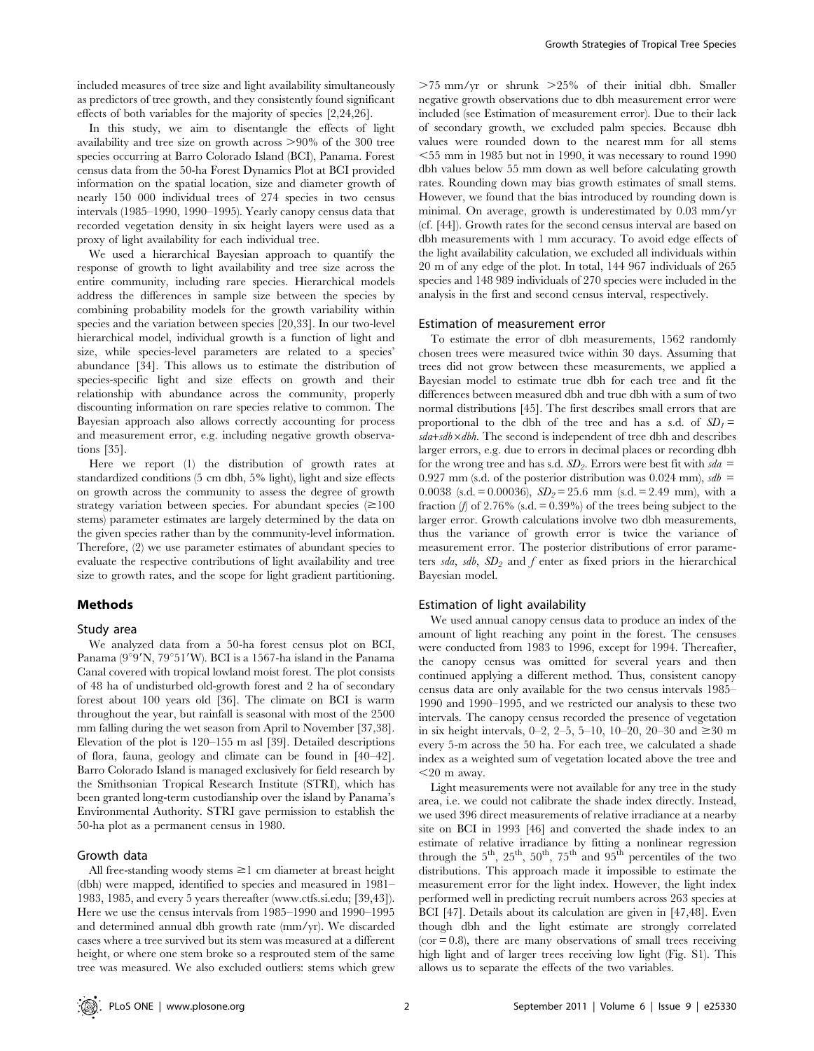included measures of tree size and light availability simultaneously as predictors of tree growth, and they consistently found significant effects of both variables for the majority of species [2,24,26].

In this study, we aim to disentangle the effects of light availability and tree size on growth across >90% of the 300 tree species occurring at Barro Colorado Island (BCI), Panama. Forest census data from the 50-ha Forest Dynamics Plot at BCI provided information on the spatial location, size and diameter growth of nearly 150 000 individual trees of 274 species in two census intervals (1985–1990, 1990–1995). Yearly canopy census data that recorded vegetation density in six height layers were used as a proxy of light availability for each individual tree.

We used a hierarchical Bayesian approach to quantify the response of growth to light availability and tree size across the entire community, including rare species. Hierarchical models address the differences in sample size between the species by combining probability models for the growth variability within species and the variation between species [20,33]. In our two-level hierarchical model, individual growth is a function of light and size, while species-level parameters are related to a species' abundance [34]. This allows us to estimate the distribution of species-specific light and size effects on growth and their relationship with abundance across the community, properly discounting information on rare species relative to common. The Bayesian approach also allows correctly accounting for process and measurement error, e.g. including negative growth observations [35].

Here we report (1) the distribution of growth rates at standardized conditions (5 cm dbh, 5% light), light and size effects on growth across the community to assess the degree of growth strategy variation between species. For abundant species (≥100 stems) parameter estimates are largely determined by the data on the given species rather than by the community-level information. Therefore, (2) we use parameter estimates of abundant species to evaluate the respective contributions of light availability and tree size to growth rates, and the scope for light gradient partitioning.

## Methods

### Study area

We analyzed data from a 50-ha forest census plot on BCI, Panama (9°9′N, 79°51′W). BCI is a 1567-ha island in the Panama Canal covered with tropical lowland moist forest. The plot consists of 48 ha of undisturbed old-growth forest and 2 ha of secondary forest about 100 years old [36]. The climate on BCI is warm throughout the year, but rainfall is seasonal with most of the 2500 mm falling during the wet season from April to November [37,38]. Elevation of the plot is 120–155 m asl [39]. Detailed descriptions of flora, fauna, geology and climate can be found in [40–42]. Barro Colorado Island is managed exclusively for field research by the Smithsonian Tropical Research Institute (STRI), which has been granted long-term custodianship over the island by Panama's Environmental Authority. STRI gave permission to establish the 50-ha plot as a permanent census in 1980.

### Growth data

All free-standing woody stems ≥1 cm diameter at breast height (dbh) were mapped, identified to species and measured in 1981–1983, 1985, and every 5 years thereafter (www.ctfs.si.edu; [39,43]). Here we use the census intervals from 1985–1990 and 1990–1995 and determined annual dbh growth rate (mm/yr). We discarded cases where a tree survived but its stem was measured at a different height, or where one stem broke so a resprouted stem of the same tree was measured. We also excluded outliers: stems which grew >75 mm/yr or shrunk >25% of their initial dbh. Smaller negative growth observations due to dbh measurement error were included (see Estimation of measurement error). Due to their lack of secondary growth, we excluded palm species. Because dbh values were rounded down to the nearest mm for all stems <55 mm in 1985 but not in 1990, it was necessary to round 1990 dbh values below 55 mm down as well before calculating growth rates. Rounding down may bias growth estimates of small stems. However, we found that the bias introduced by rounding down is minimal. On average, growth is underestimated by 0.03 mm/yr (cf. [44]). Growth rates for the second census interval are based on dbh measurements with 1 mm accuracy. To avoid edge effects of the light availability calculation, we excluded all individuals within 20 m of any edge of the plot. In total, 144 967 individuals of 265 species and 148 989 individuals of 270 species were included in the analysis in the first and second census interval, respectively.

### Estimation of measurement error

To estimate the error of dbh measurements, 1562 randomly chosen trees were measured twice within 30 days. Assuming that trees did not grow between these measurements, we applied a Bayesian model to estimate true dbh for each tree and fit the differences between measured dbh and true dbh with a sum of two normal distributions [45]. The first describes small errors that are proportional to the dbh of the tree and has a s.d. of $SD_1 = sda + sdb \times dbh$. The second is independent of tree dbh and describes larger errors, e.g. due to errors in decimal places or recording dbh for the wrong tree and has s.d. $SD_2$. Errors were best fit with $sda$ = 0.927 mm (s.d. of the posterior distribution was 0.024 mm), $sdb$ = 0.0038 (s.d. = 0.00036), $SD_2$ = 25.6 mm (s.d. = 2.49 mm), with a fraction ($f$) of 2.76% (s.d. = 0.39%) of the trees being subject to the larger error. Growth calculations involve two dbh measurements, thus the variance of growth error is twice the variance of measurement error. The posterior distributions of error parameters $sda$, $sdb$, $SD_2$ and $f$ enter as fixed priors in the hierarchical Bayesian model.

### Estimation of light availability

We used annual canopy census data to produce an index of the amount of light reaching any point in the forest. The censuses were conducted from 1983 to 1996, except for 1994. Thereafter, the canopy census was omitted for several years and then continued applying a different method. Thus, consistent canopy census data are only available for the two census intervals 1985–1990 and 1990–1995, and we restricted our analysis to these two intervals. The canopy census recorded the presence of vegetation in six height intervals, 0–2, 2–5, 5–10, 10–20, 20–30 and ≥30 m every 5-m across the 50 ha. For each tree, we calculated a shade index as a weighted sum of vegetation located above the tree and <20 m away.

Light measurements were not available for any tree in the study area, i.e. we could not calibrate the shade index directly. Instead, we used 396 direct measurements of relative irradiance at a nearby site on BCI in 1993 [46] and converted the shade index to an estimate of relative irradiance by fitting a nonlinear regression through the 5$^{th}$, 25$^{th}$, 50$^{th}$, 75$^{th}$ and 95$^{th}$ percentiles of the two distributions. This approach made it impossible to estimate the measurement error for the light index. However, the light index performed well in predicting recruit numbers across 263 species at BCI [47]. Details about its calculation are given in [47,48]. Even though dbh and the light estimate are strongly correlated (cor = 0.8), there are many observations of small trees receiving high light and of larger trees receiving low light (Fig. S1). This allows us to separate the effects of the two variables.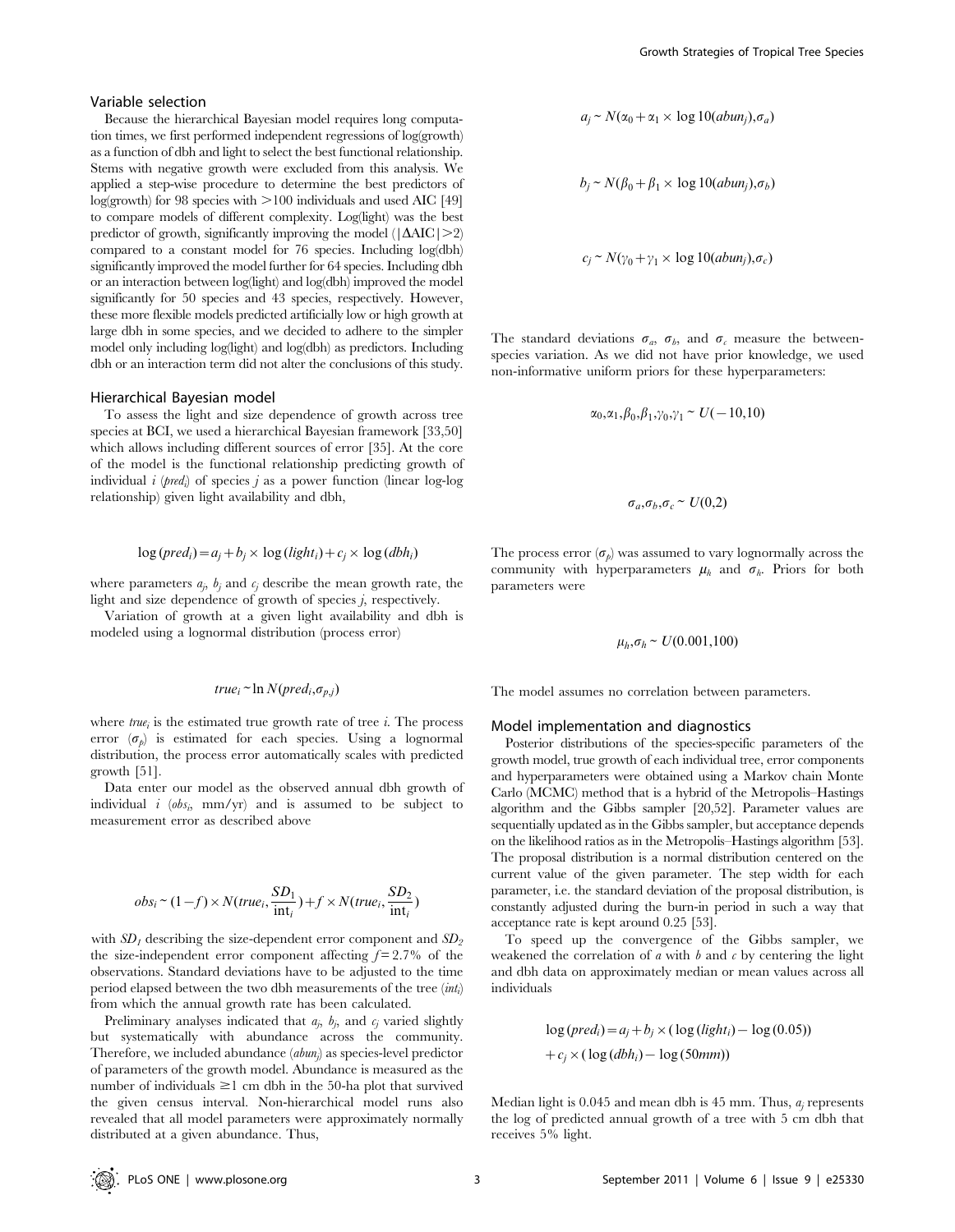### Variable selection

Because the hierarchical Bayesian model requires long computation times, we first performed independent regressions of log(growth) as a function of dbh and light to select the best functional relationship. Stems with negative growth were excluded from this analysis. We applied a step-wise procedure to determine the best predictors of log(growth) for 98 species with >100 individuals and used AIC [49] to compare models of different complexity. Log(light) was the best predictor of growth, significantly improving the model ($|\Delta AIC|>2$) compared to a constant model for 76 species. Including log(dbh) significantly improved the model further for 64 species. Including dbh or an interaction between log(light) and log(dbh) improved the model significantly for 50 species and 43 species, respectively. However, these more flexible models predicted artificially low or high growth at large dbh in some species, and we decided to adhere to the simpler model only including log(light) and log(dbh) as predictors. Including dbh or an interaction term did not alter the conclusions of this study.

### Hierarchical Bayesian model

To assess the light and size dependence of growth across tree species at BCI, we used a hierarchical Bayesian framework [33,50] which allows including different sources of error [35]. At the core of the model is the functional relationship predicting growth of individual $i$ ($pred_i$) of species $j$ as a power function (linear log-log relationship) given light availability and dbh,

$$\log(pred_i) = a_j + b_j \times \log(light_i) + c_j \times \log(dbh_i)$$

where parameters $a_j$, $b_j$ and $c_j$ describe the mean growth rate, the light and size dependence of growth of species $j$, respectively.

Variation of growth at a given light availability and dbh is modeled using a lognormal distribution (process error)

$$true_i \sim \ln N(pred_i, \sigma_{p,j})$$

where $true_i$ is the estimated true growth rate of tree $i$. The process error ($\sigma_p$) is estimated for each species. Using a lognormal distribution, the process error automatically scales with predicted growth [51].

Data enter our model as the observed annual dbh growth of individual $i$ ($obs_i$, mm/yr) and is assumed to be subject to measurement error as described above

$$obs_i \sim (1-f) \times N(true_i, \frac{SD_1}{\text{int}_i}) + f \times N(true_i, \frac{SD_2}{\text{int}_i})$$

with $SD_1$ describing the size-dependent error component and $SD_2$ the size-independent error component affecting $f = 2.7\%$ of the observations. Standard deviations have to be adjusted to the time period elapsed between the two dbh measurements of the tree ($int_i$) from which the annual growth rate has been calculated.

Preliminary analyses indicated that $a_j$, $b_j$, and $c_j$ varied slightly but systematically with abundance across the community. Therefore, we included abundance ($abun_j$) as species-level predictor of parameters of the growth model. Abundance is measured as the number of individuals $\geq$1 cm dbh in the 50-ha plot that survived the given census interval. Non-hierarchical model runs also revealed that all model parameters were approximately normally distributed at a given abundance. Thus,

$$a_j \sim N(\alpha_0 + \alpha_1 \times \log 10(abun_j), \sigma_a)$$

$$b_j \sim N(\beta_0 + \beta_1 \times \log 10(abun_j), \sigma_b)$$

$$c_j \sim N(\gamma_0 + \gamma_1 \times \log 10(abun_j), \sigma_c)$$

The standard deviations $\sigma_a$, $\sigma_b$, and $\sigma_c$ measure the between-species variation. As we did not have prior knowledge, we used non-informative uniform priors for these hyperparameters:

$$\alpha_0, \alpha_1, \beta_0, \beta_1, \gamma_0, \gamma_1 \sim U(-10, 10)$$

$$\sigma_a, \sigma_b, \sigma_c \sim U(0, 2)$$

The process error ($\sigma_p$) was assumed to vary lognormally across the community with hyperparameters $\mu_h$ and $\sigma_h$. Priors for both parameters were

$$\mu_h, \sigma_h \sim U(0.001, 100)$$

The model assumes no correlation between parameters.

### Model implementation and diagnostics

Posterior distributions of the species-specific parameters of the growth model, true growth of each individual tree, error components and hyperparameters were obtained using a Markov chain Monte Carlo (MCMC) method that is a hybrid of the Metropolis–Hastings algorithm and the Gibbs sampler [20,52]. Parameter values are sequentially updated as in the Gibbs sampler, but acceptance depends on the likelihood ratios as in the Metropolis–Hastings algorithm [53]. The proposal distribution is a normal distribution centered on the current value of the given parameter. The step width for each parameter, i.e. the standard deviation of the proposal distribution, is constantly adjusted during the burn-in period in such a way that acceptance rate is kept around 0.25 [53].

To speed up the convergence of the Gibbs sampler, we weakened the correlation of $a$ with $b$ and $c$ by centering the light and dbh data on approximately median or mean values across all individuals

$$\log(pred_i) = a_j + b_j \times (\log(light_i) - \log(0.05)) + c_j \times (\log(dbh_i) - \log(50mm))$$

Median light is 0.045 and mean dbh is 45 mm. Thus, $a_j$ represents the log of predicted annual growth of a tree with 5 cm dbh that receives 5% light.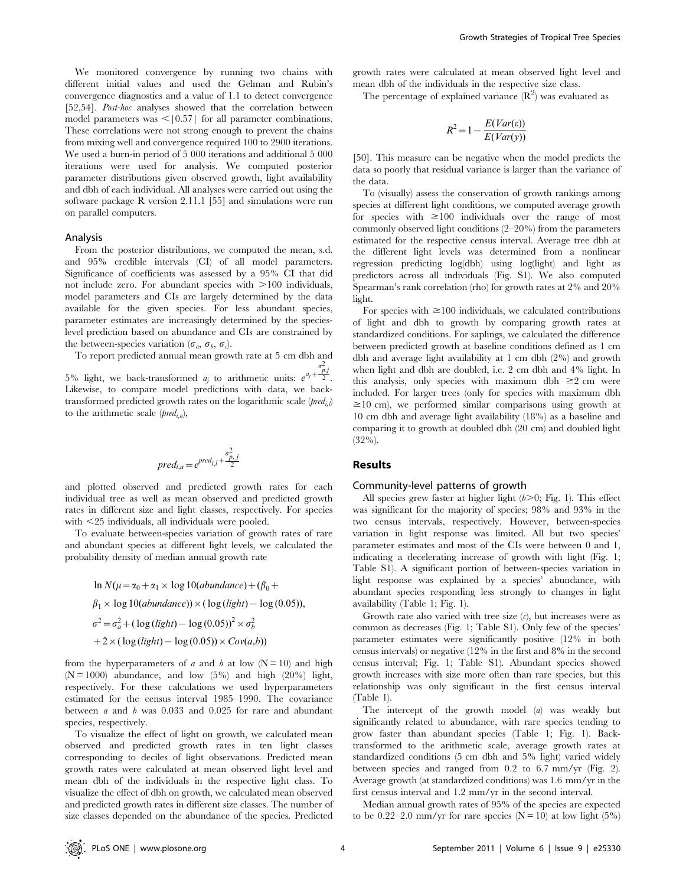We monitored convergence by running two chains with different initial values and used the Gelman and Rubin's convergence diagnostics and a value of 1.1 to detect convergence [52,54]. *Post-hoc* analyses showed that the correlation between model parameters was $<|0.57|$ for all parameter combinations. These correlations were not strong enough to prevent the chains from mixing well and convergence required 100 to 2900 iterations. We used a burn-in period of 5 000 iterations and additional 5 000 iterations were used for analysis. We computed posterior parameter distributions given observed growth, light availability and dbh of each individual. All analyses were carried out using the software package R version 2.11.1 [55] and simulations were run on parallel computers.

### Analysis

From the posterior distributions, we computed the mean, s.d. and 95% credible intervals (CI) of all model parameters. Significance of coefficients was assessed by a 95% CI that did not include zero. For abundant species with >100 individuals, model parameters and CIs are largely determined by the data available for the given species. For less abundant species, parameter estimates are increasingly determined by the species-level prediction based on abundance and CIs are constrained by the between-species variation ($\sigma_a$, $\sigma_b$, $\sigma_c$).

To report predicted annual mean growth rate at 5 cm dbh and 5% light, we back-transformed $a_j$ to arithmetic units: $e^{a_j+\frac{\sigma_{p,j}^2}{2}}$. Likewise, to compare model predictions with data, we back-transformed predicted growth rates on the logarithmic scale ($pred_{i,l}$) to the arithmetic scale ($pred_{i,a}$),

$$pred_{i,a} = e^{pred_{i,l}+\frac{\sigma_{p,j}^2}{2}}$$

and plotted observed and predicted growth rates for each individual tree as well as mean observed and predicted growth rates in different size and light classes, respectively. For species with <25 individuals, all individuals were pooled.

To evaluate between-species variation of growth rates of rare and abundant species at different light levels, we calculated the probability density of median annual growth rate

$$\begin{aligned}
\ln N(\mu &= \alpha_0 + \alpha_1 \times \log 10(abundance) + (\beta_0 + \\
&\beta_1 \times \log 10(abundance)) \times (\log(light) - \log(0.05)), \\
\sigma^2 &= \sigma_a^2 + (\log(light) - \log(0.05))^2 \times \sigma_b^2 \\
&+ 2 \times (\log(light) - \log(0.05)) \times Cov(a,b))
\end{aligned}$$

from the hyperparameters of $a$ and $b$ at low (N = 10) and high (N = 1000) abundance, and low (5%) and high (20%) light, respectively. For these calculations we used hyperparameters estimated for the census interval 1985–1990. The covariance between $a$ and $b$ was 0.033 and 0.025 for rare and abundant species, respectively.

To visualize the effect of light on growth, we calculated mean observed and predicted growth rates in ten light classes corresponding to deciles of light observations. Predicted mean growth rates were calculated at mean observed light level and mean dbh of the individuals in the respective light class. To visualize the effect of dbh on growth, we calculated mean observed and predicted growth rates in different size classes. The number of size classes depended on the abundance of the species. Predicted growth rates were calculated at mean observed light level and mean dbh of the individuals in the respective size class.

The percentage of explained variance ($R^2$) was evaluated as

$$R^2 = 1 - \frac{E(Var(\varepsilon))}{E(Var(y))}$$

[50]. This measure can be negative when the model predicts the data so poorly that residual variance is larger than the variance of the data.

To (visually) assess the conservation of growth rankings among species at different light conditions, we computed average growth for species with ≥100 individuals over the range of most commonly observed light conditions (2–20%) from the parameters estimated for the respective census interval. Average tree dbh at the different light levels was determined from a nonlinear regression predicting log(dbh) using log(light) and light as predictors across all individuals (Fig. S1). We also computed Spearman's rank correlation (rho) for growth rates at 2% and 20% light.

For species with ≥100 individuals, we calculated contributions of light and dbh to growth by comparing growth rates at standardized conditions. For saplings, we calculated the difference between predicted growth at baseline conditions defined as 1 cm dbh and average light availability at 1 cm dbh (2%) and growth when light and dbh are doubled, i.e. 2 cm dbh and 4% light. In this analysis, only species with maximum dbh ≥2 cm were included. For larger trees (only for species with maximum dbh ≥10 cm), we performed similar comparisons using growth at 10 cm dbh and average light availability (18%) as a baseline and comparing it to growth at doubled dbh (20 cm) and doubled light (32%).

## Results

### Community-level patterns of growth

All species grew faster at higher light ($b$>0; Fig. 1). This effect was significant for the majority of species; 98% and 93% in the two census intervals, respectively. However, between-species variation in light response was limited. All but two species' parameter estimates and most of the CIs were between 0 and 1, indicating a decelerating increase of growth with light (Fig. 1; Table S1). A significant portion of between-species variation in light response was explained by a species' abundance, with abundant species responding less strongly to changes in light availability (Table 1; Fig. 1).

Growth rate also varied with tree size ($c$), but increases were as common as decreases (Fig. 1; Table S1). Only few of the species' parameter estimates were significantly positive (12% in both census intervals) or negative (12% in the first and 8% in the second census interval; Fig. 1; Table S1). Abundant species showed growth increases with size more often than rare species, but this relationship was only significant in the first census interval (Table 1).

The intercept of the growth model ($a$) was weakly but significantly related to abundance, with rare species tending to grow faster than abundant species (Table 1; Fig. 1). Back-transformed to the arithmetic scale, average growth rates at standardized conditions (5 cm dbh and 5% light) varied widely between species and ranged from 0.2 to 6.7 mm/yr (Fig. 2). Average growth (at standardized conditions) was 1.6 mm/yr in the first census interval and 1.2 mm/yr in the second interval.

Median annual growth rates of 95% of the species are expected to be 0.22–2.0 mm/yr for rare species (N = 10) at low light (5%)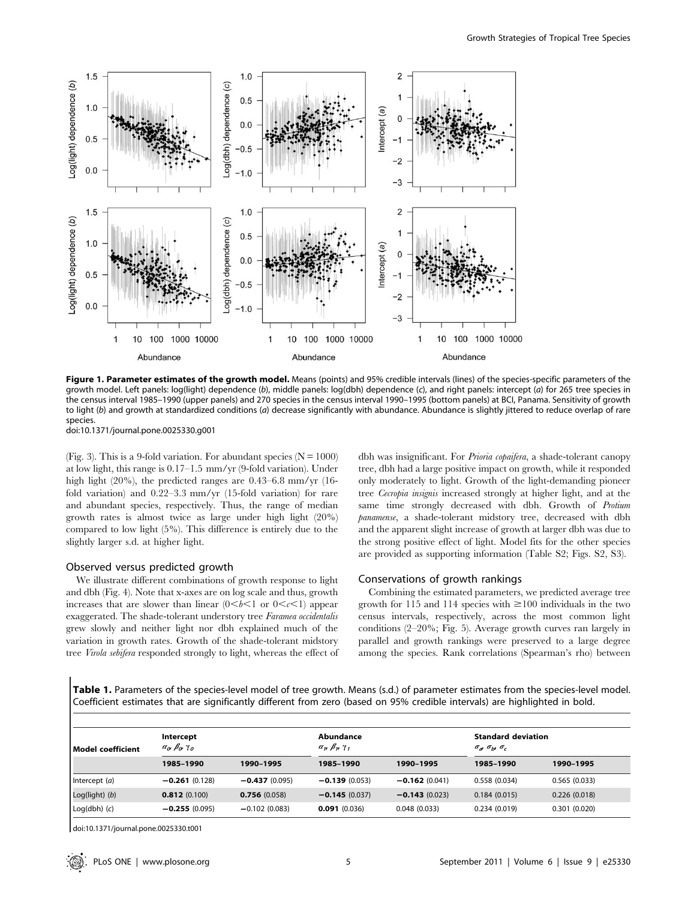**Figure 1. Parameter estimates of the growth model.** Means (points) and 95% credible intervals (lines) of the species-specific parameters of the growth model. Left panels: log(light) dependence (*b*), middle panels: log(dbh) dependence (*c*), and right panels: intercept (*a*) for 265 tree species in the census interval 1985–1990 (upper panels) and 270 species in the census interval 1990–1995 (bottom panels) at BCI, Panama. Sensitivity of growth to light (*b*) and growth at standardized conditions (*a*) decrease significantly with abundance. Abundance is slightly jittered to reduce overlap of rare species.

doi:10.1371/journal.pone.0025330.g001

(Fig. 3). This is a 9-fold variation. For abundant species ($N = 1000$) at low light, this range is 0.17–1.5 mm/yr (9-fold variation). Under high light (20%), the predicted ranges are 0.43–6.8 mm/yr (16-fold variation) and 0.22–3.3 mm/yr (15-fold variation) for rare and abundant species, respectively. Thus, the range of median growth rates is almost twice as large under high light (20%) compared to low light (5%). This difference is entirely due to the slightly larger s.d. at higher light.

### Observed versus predicted growth

We illustrate different combinations of growth response to light and dbh (Fig. 4). Note that x-axes are on log scale and thus, growth increases that are slower than linear ($0<b<1$ or $0<c<1$) appear exaggerated. The shade-tolerant understory tree *Faramea occidentalis* grew slowly and neither light nor dbh explained much of the variation in growth rates. Growth of the shade-tolerant midstory tree *Virola sebifera* responded strongly to light, whereas the effect of dbh was insignificant. For *Prioria copaifera*, a shade-tolerant canopy tree, dbh had a large positive impact on growth, while it responded only moderately to light. Growth of the light-demanding pioneer tree *Cecropia insignis* increased strongly at higher light, and at the same time strongly decreased with dbh. Growth of *Protium panamense*, a shade-tolerant midstory tree, decreased with dbh and the apparent slight increase of growth at larger dbh was due to the strong positive effect of light. Model fits for the other species are provided as supporting information (Table S2; Figs. S2, S3).

### Conservations of growth rankings

Combining the estimated parameters, we predicted average tree growth for 115 and 114 species with $\geq$100 individuals in the two census intervals, respectively, across the most common light conditions (2–20%; Fig. 5). Average growth curves ran largely in parallel and growth rankings were preserved to a large degree among the species. Rank correlations (Spearman's rho) between

**Table 1.** Parameters of the species-level model of tree growth. Means (s.d.) of parameter estimates from the species-level model. Coefficient estimates that are significantly different from zero (based on 95% credible intervals) are highlighted in bold.

| Model coefficient | Intercept $\alpha_0, \beta_0, \gamma_0$ | | Abundance $\alpha_1, \beta_1, \gamma_1$ | | Standard deviation $\sigma_a, \sigma_b, \sigma_c$ | |
|---|---|---|---|---|---|---|
| | 1985–1990 | 1990–1995 | 1985–1990 | 1990–1995 | 1985–1990 | 1990–1995 |
| Intercept (*a*) | **−0.261** (0.128) | **−0.437** (0.095) | **−0.139** (0.053) | **−0.162** (0.041) | 0.558 (0.034) | 0.565 (0.033) |
| Log(light) (*b*) | **0.812** (0.100) | **0.756** (0.058) | **−0.145** (0.037) | **−0.143** (0.023) | 0.184 (0.015) | 0.226 (0.018) |
| Log(dbh) (*c*) | **−0.255** (0.095) | −0.102 (0.083) | **0.091** (0.036) | 0.048 (0.033) | 0.234 (0.019) | 0.301 (0.020) |

doi:10.1371/journal.pone.0025330.t001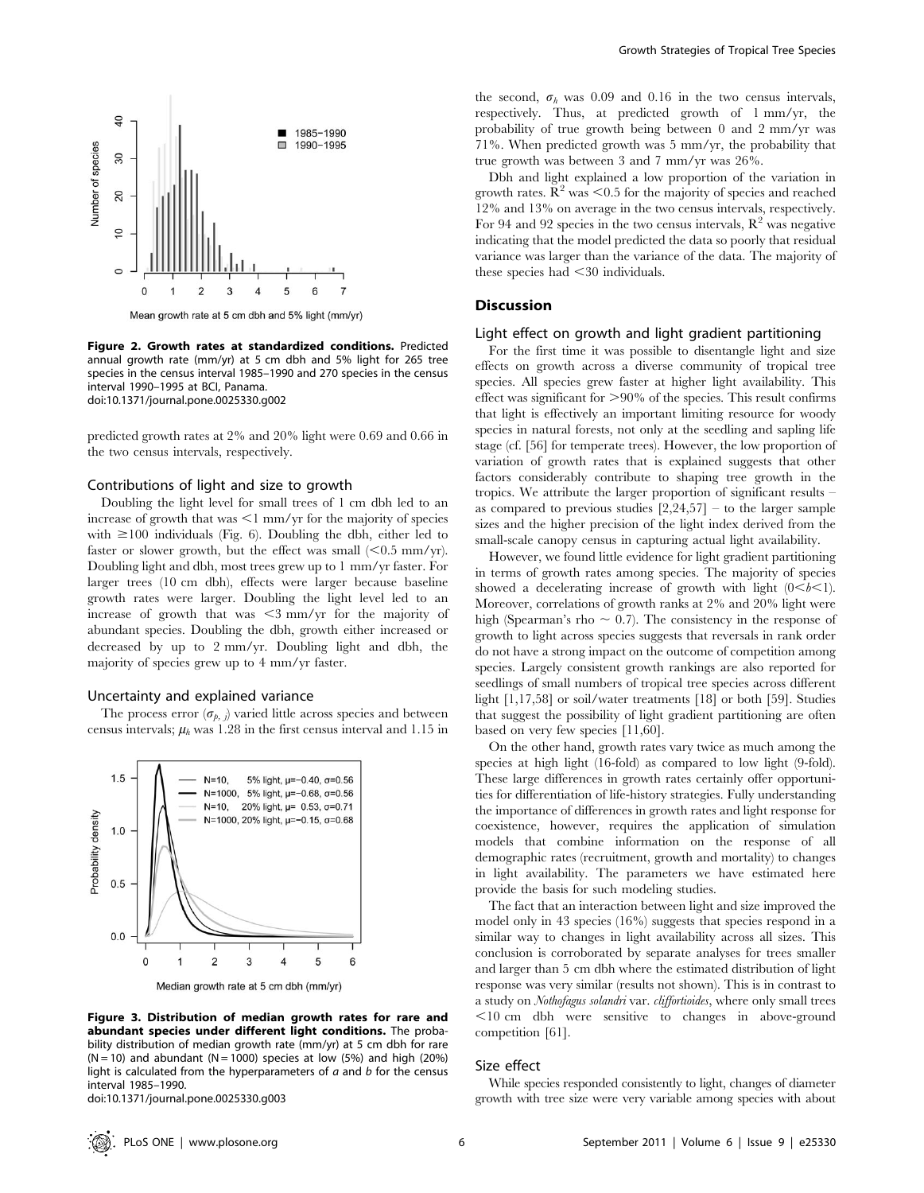Figure 2. Growth rates at standardized conditions. Predicted annual growth rate (mm/yr) at 5 cm dbh and 5% light for 265 tree species in the census interval 1985–1990 and 270 species in the census interval 1990–1995 at BCI, Panama.
doi:10.1371/journal.pone.0025330.g002

predicted growth rates at 2% and 20% light were 0.69 and 0.66 in the two census intervals, respectively.

### Contributions of light and size to growth

Doubling the light level for small trees of 1 cm dbh led to an increase of growth that was <1 mm/yr for the majority of species with ≥100 individuals (Fig. 6). Doubling the dbh, either led to faster or slower growth, but the effect was small (<0.5 mm/yr). Doubling light and dbh, most trees grew up to 1 mm/yr faster. For larger trees (10 cm dbh), effects were larger because baseline growth rates were larger. Doubling the light level led to an increase of growth that was <3 mm/yr for the majority of abundant species. Doubling the dbh, growth either increased or decreased by up to 2 mm/yr. Doubling light and dbh, the majority of species grew up to 4 mm/yr faster.

### Uncertainty and explained variance

The process error ($\sigma_{p,j}$) varied little across species and between census intervals; $\mu_h$ was 1.28 in the first census interval and 1.15 in

Figure 3. Distribution of median growth rates for rare and abundant species under different light conditions. The probability distribution of median growth rate (mm/yr) at 5 cm dbh for rare (N = 10) and abundant (N = 1000) species at low (5%) and high (20%) light is calculated from the hyperparameters of $a$ and $b$ for the census interval 1985–1990.
doi:10.1371/journal.pone.0025330.g003

the second, $\sigma_h$ was 0.09 and 0.16 in the two census intervals, respectively. Thus, at predicted growth of 1 mm/yr, the probability of true growth being between 0 and 2 mm/yr was 71%. When predicted growth was 5 mm/yr, the probability that true growth was between 3 and 7 mm/yr was 26%.

Dbh and light explained a low proportion of the variation in growth rates. $R^2$ was <0.5 for the majority of species and reached 12% and 13% on average in the two census intervals, respectively. For 94 and 92 species in the two census intervals, $R^2$ was negative indicating that the model predicted the data so poorly that residual variance was larger than the variance of the data. The majority of these species had <30 individuals.

## Discussion

### Light effect on growth and light gradient partitioning

For the first time it was possible to disentangle light and size effects on growth across a diverse community of tropical tree species. All species grew faster at higher light availability. This effect was significant for >90% of the species. This result confirms that light is effectively an important limiting resource for woody species in natural forests, not only at the seedling and sapling life stage (cf. [56] for temperate trees). However, the low proportion of variation of growth rates that is explained suggests that other factors considerably contribute to shaping tree growth in the tropics. We attribute the larger proportion of significant results – as compared to previous studies [2,24,57] – to the larger sample sizes and the higher precision of the light index derived from the small-scale canopy census in capturing actual light availability.

However, we found little evidence for light gradient partitioning in terms of growth rates among species. The majority of species showed a decelerating increase of growth with light ($0<b<1$). Moreover, correlations of growth ranks at 2% and 20% light were high (Spearman's rho ~ 0.7). The consistency in the response of growth to light across species suggests that reversals in rank order do not have a strong impact on the outcome of competition among species. Largely consistent growth rankings are also reported for seedlings of small numbers of tropical tree species across different light [1,17,58] or soil/water treatments [18] or both [59]. Studies that suggest the possibility of light gradient partitioning are often based on very few species [11,60].

On the other hand, growth rates vary twice as much among the species at high light (16-fold) as compared to low light (9-fold). These large differences in growth rates certainly offer opportunities for differentiation of life-history strategies. Fully understanding the importance of differences in growth rates and light response for coexistence, however, requires the application of simulation models that combine information on the response of all demographic rates (recruitment, growth and mortality) to changes in light availability. The parameters we have estimated here provide the basis for such modeling studies.

The fact that an interaction between light and size improved the model only in 43 species (16%) suggests that species respond in a similar way to changes in light availability across all sizes. This conclusion is corroborated by separate analyses for trees smaller and larger than 5 cm dbh where the estimated distribution of light response was very similar (results not shown). This is in contrast to a study on *Nothofagus solandri* var. *cliffortioides*, where only small trees <10 cm dbh were sensitive to changes in above-ground competition [61].

### Size effect

While species responded consistently to light, changes of diameter growth with tree size were very variable among species with about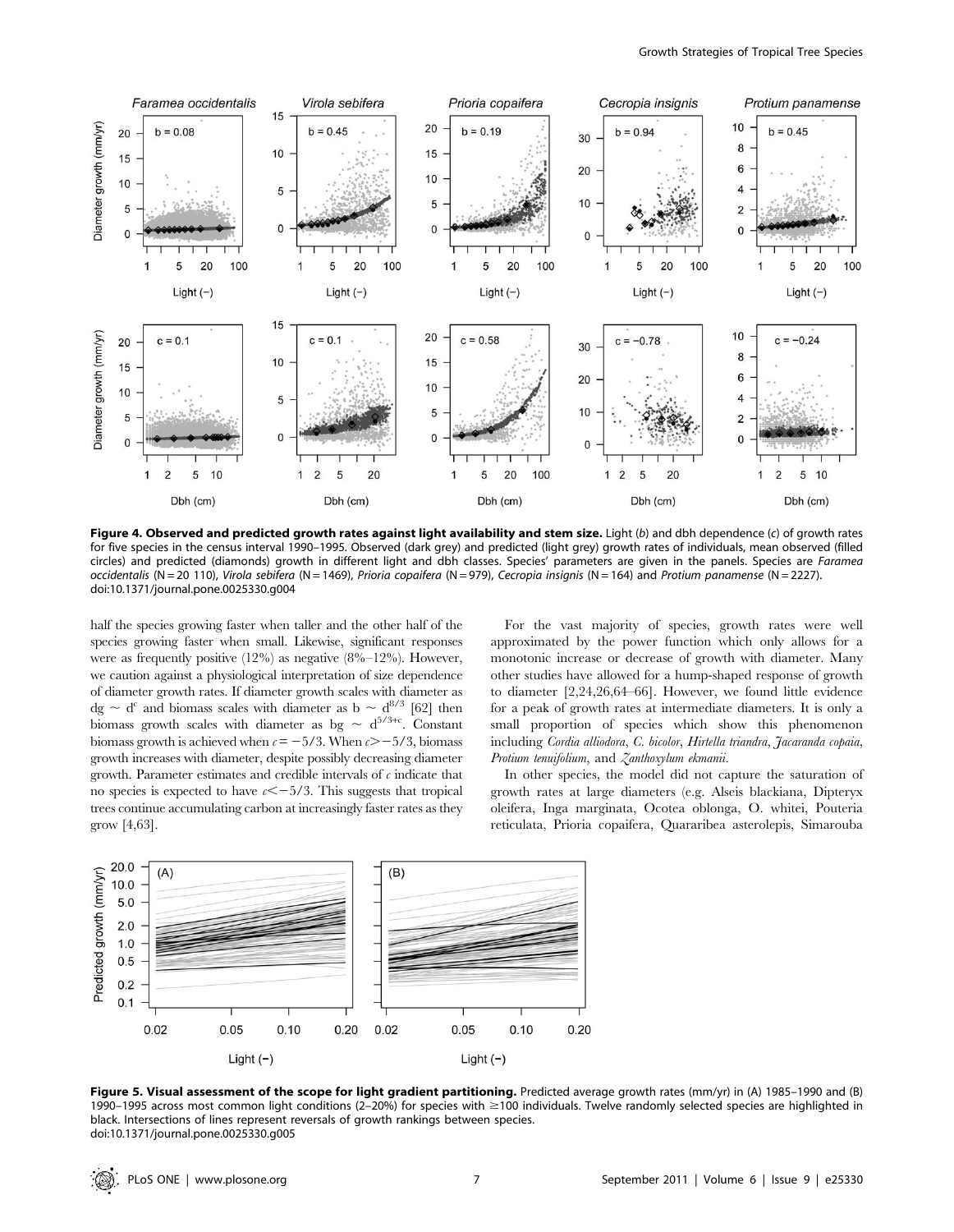**Figure 4. Observed and predicted growth rates against light availability and stem size.** Light (*b*) and dbh dependence (*c*) of growth rates for five species in the census interval 1990–1995. Observed (dark grey) and predicted (light grey) growth rates of individuals, mean observed (filled circles) and predicted (diamonds) growth in different light and dbh classes. Species' parameters are given in the panels. Species are *Faramea occidentalis* (N = 20 110), *Virola sebifera* (N = 1469), *Prioria copaifera* (N = 979), *Cecropia insignis* (N = 164) and *Protium panamense* (N = 2227).
doi:10.1371/journal.pone.0025330.g004

half the species growing faster when taller and the other half of the species growing faster when small. Likewise, significant responses were as frequently positive (12%) as negative (8%–12%). However, we caution against a physiological interpretation of size dependence of diameter growth rates. If diameter growth scales with diameter as $dg \sim d^c$ and biomass scales with diameter as $b \sim d^{8/3}$ [62] then biomass growth scales with diameter as $bg \sim d^{5/3+c}$. Constant biomass growth is achieved when $c = -5/3$. When $c > -5/3$, biomass growth increases with diameter, despite possibly decreasing diameter growth. Parameter estimates and credible intervals of $c$ indicate that no species is expected to have $c < -5/3$. This suggests that tropical trees continue accumulating carbon at increasingly faster rates as they grow [4,63].

For the vast majority of species, growth rates were well approximated by the power function which only allows for a monotonic increase or decrease of growth with diameter. Many other studies have allowed for a hump-shaped response of growth to diameter [2,24,26,64–66]. However, we found little evidence for a peak of growth rates at intermediate diameters. It is only a small proportion of species which show this phenomenon including *Cordia alliodora*, *C. bicolor*, *Hirtella triandra*, *Jacaranda copaia*, *Protium tenuifolium*, and *Zanthoxylum ekmanii*.

In other species, the model did not capture the saturation of growth rates at large diameters (e.g. Alseis blackiana, Dipteryx oleifera, Inga marginata, Ocotea oblonga, O. whitei, Pouteria reticulata, Prioria copaifera, Quararibea asterolepis, Simarouba

**Figure 5. Visual assessment of the scope for light gradient partitioning.** Predicted average growth rates (mm/yr) in (A) 1985–1990 and (B) 1990–1995 across most common light conditions (2–20%) for species with ≥100 individuals. Twelve randomly selected species are highlighted in black. Intersections of lines represent reversals of growth rankings between species.
doi:10.1371/journal.pone.0025330.g005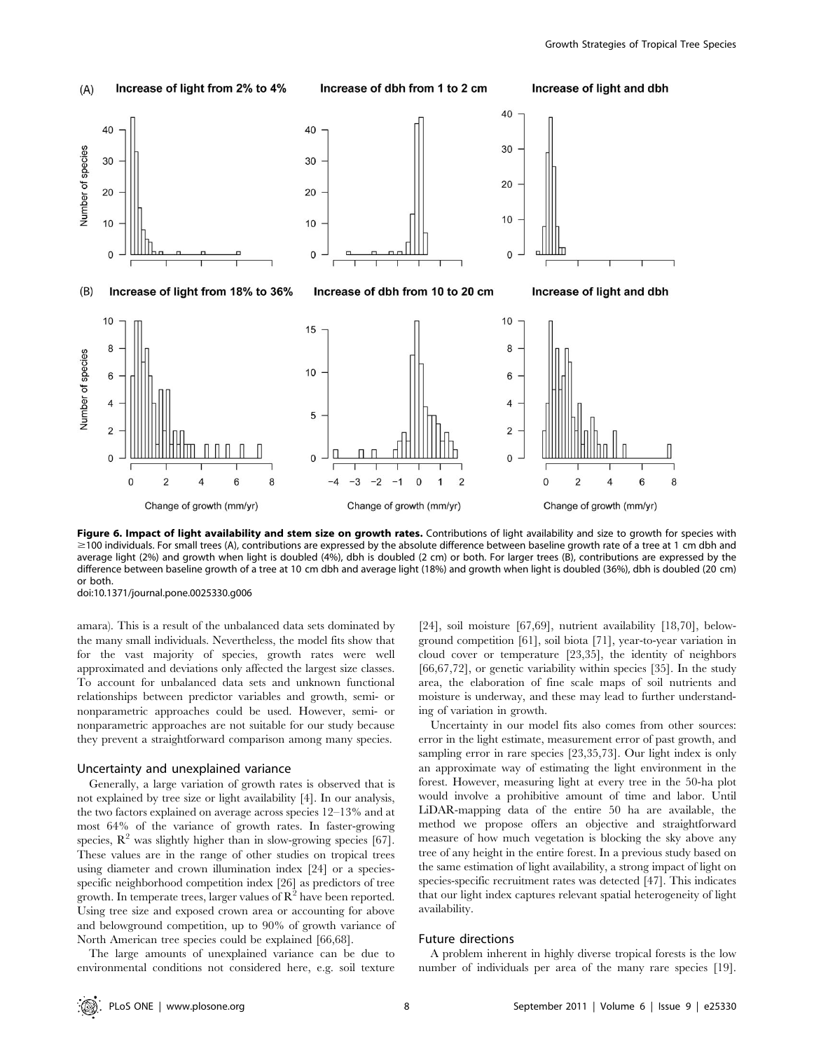**Figure 6. Impact of light availability and stem size on growth rates.** Contributions of light availability and size to growth for species with ≥100 individuals. For small trees (A), contributions are expressed by the absolute difference between baseline growth rate of a tree at 1 cm dbh and average light (2%) and growth when light is doubled (4%), dbh is doubled (2 cm) or both. For larger trees (B), contributions are expressed by the difference between baseline growth of a tree at 10 cm dbh and average light (18%) and growth when light is doubled (36%), dbh is doubled (20 cm) or both.

doi:10.1371/journal.pone.0025330.g006

amara). This is a result of the unbalanced data sets dominated by the many small individuals. Nevertheless, the model fits show that for the vast majority of species, growth rates were well approximated and deviations only affected the largest size classes. To account for unbalanced data sets and unknown functional relationships between predictor variables and growth, semi- or nonparametric approaches could be used. However, semi- or nonparametric approaches are not suitable for our study because they prevent a straightforward comparison among many species.

### Uncertainty and unexplained variance

Generally, a large variation of growth rates is observed that is not explained by tree size or light availability [4]. In our analysis, the two factors explained on average across species 12–13% and at most 64% of the variance of growth rates. In faster-growing species, $R^2$ was slightly higher than in slow-growing species [67]. These values are in the range of other studies on tropical trees using diameter and crown illumination index [24] or a species-specific neighborhood competition index [26] as predictors of tree growth. In temperate trees, larger values of $R^2$ have been reported. Using tree size and exposed crown area or accounting for above and belowground competition, up to 90% of growth variance of North American tree species could be explained [66,68].

The large amounts of unexplained variance can be due to environmental conditions not considered here, e.g. soil texture [24], soil moisture [67,69], nutrient availability [18,70], belowground competition [61], soil biota [71], year-to-year variation in cloud cover or temperature [23,35], the identity of neighbors [66,67,72], or genetic variability within species [35]. In the study area, the elaboration of fine scale maps of soil nutrients and moisture is underway, and these may lead to further understanding of variation in growth.

Uncertainty in our model fits also comes from other sources: error in the light estimate, measurement error of past growth, and sampling error in rare species [23,35,73]. Our light index is only an approximate way of estimating the light environment in the forest. However, measuring light at every tree in the 50-ha plot would involve a prohibitive amount of time and labor. Until LiDAR-mapping data of the entire 50 ha are available, the method we propose offers an objective and straightforward measure of how much vegetation is blocking the sky above any tree of any height in the entire forest. In a previous study based on the same estimation of light availability, a strong impact of light on species-specific recruitment rates was detected [47]. This indicates that our light index captures relevant spatial heterogeneity of light availability.

### Future directions

A problem inherent in highly diverse tropical forests is the low number of individuals per area of the many rare species [19].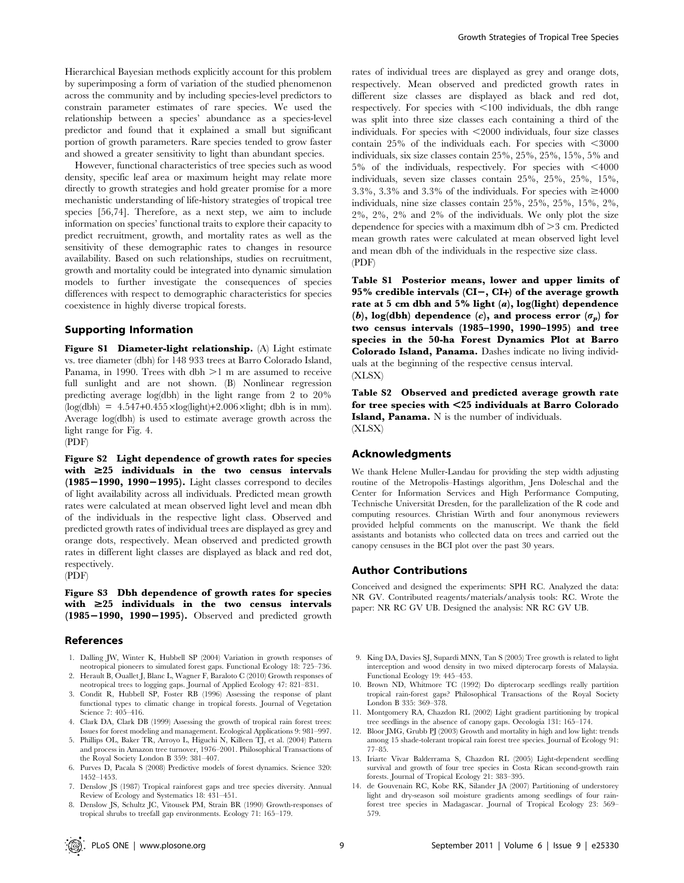Hierarchical Bayesian methods explicitly account for this problem by superimposing a form of variation of the studied phenomenon across the community and by including species-level predictors to constrain parameter estimates of rare species. We used the relationship between a species' abundance as a species-level predictor and found that it explained a small but significant portion of growth parameters. Rare species tended to grow faster and showed a greater sensitivity to light than abundant species.

However, functional characteristics of tree species such as wood density, specific leaf area or maximum height may relate more directly to growth strategies and hold greater promise for a more mechanistic understanding of life-history strategies of tropical tree species [56,74]. Therefore, as a next step, we aim to include information on species' functional traits to explore their capacity to predict recruitment, growth, and mortality rates as well as the sensitivity of these demographic rates to changes in resource availability. Based on such relationships, studies on recruitment, growth and mortality could be integrated into dynamic simulation models to further investigate the consequences of species differences with respect to demographic characteristics for species coexistence in highly diverse tropical forests.

## Supporting Information

**Figure S1 Diameter-light relationship.** (A) Light estimate vs. tree diameter (dbh) for 148 933 trees at Barro Colorado Island, Panama, in 1990. Trees with dbh $>1$ m are assumed to receive full sunlight and are not shown. (B) Nonlinear regression predicting average log(dbh) in the light range from 2 to 20% ($\log(\text{dbh}) = 4.547 + 0.455 \times \log(\text{light}) + 2.006 \times \text{light}$; dbh is in mm). Average log(dbh) is used to estimate average growth across the light range for Fig. 4.
(PDF)

**Figure S2 Light dependence of growth rates for species with $\geq$25 individuals in the two census intervals (1985−1990, 1990−1995).** Light classes correspond to deciles of light availability across all individuals. Predicted mean growth rates were calculated at mean observed light level and mean dbh of the individuals in the respective light class. Observed and predicted growth rates of individual trees are displayed as grey and orange dots, respectively. Mean observed and predicted growth rates in different light classes are displayed as black and red dot, respectively.
(PDF)

**Figure S3 Dbh dependence of growth rates for species with $\geq$25 individuals in the two census intervals (1985−1990, 1990−1995).** Observed and predicted growth rates of individual trees are displayed as grey and orange dots, respectively. Mean observed and predicted growth rates in different size classes are displayed as black and red dot, respectively. For species with $<$100 individuals, the dbh range was split into three size classes each containing a third of the individuals. For species with $<$2000 individuals, four size classes contain 25% of the individuals each. For species with $<$3000 individuals, six size classes contain 25%, 25%, 25%, 15%, 5% and 5% of the individuals, respectively. For species with $<$4000 individuals, seven size classes contain 25%, 25%, 25%, 15%, 3.3%, 3.3% and 3.3% of the individuals. For species with $\geq$4000 individuals, nine size classes contain 25%, 25%, 25%, 15%, 2%, 2%, 2%, 2% and 2% of the individuals. We only plot the size dependence for species with a maximum dbh of $>$3 cm. Predicted mean growth rates were calculated at mean observed light level and mean dbh of the individuals in the respective size class.
(PDF)

**Table S1 Posterior means, lower and upper limits of 95% credible intervals (CI−, CI+) of the average growth rate at 5 cm dbh and 5% light (*a*), log(light) dependence (*b*), log(dbh) dependence (*c*), and process error ($\sigma_p$) for two census intervals (1985–1990, 1990–1995) and tree species in the 50-ha Forest Dynamics Plot at Barro Colorado Island, Panama.** Dashes indicate no living individuals at the beginning of the respective census interval.
(XLSX)

**Table S2 Observed and predicted average growth rate for tree species with $<$25 individuals at Barro Colorado Island, Panama.** N is the number of individuals.
(XLSX)

## Acknowledgments

We thank Helene Muller-Landau for providing the step width adjusting routine of the Metropolis–Hastings algorithm, Jens Doleschal and the Center for Information Services and High Performance Computing, Technische Universität Dresden, for the parallelization of the R code and computing resources. Christian Wirth and four anonymous reviewers provided helpful comments on the manuscript. We thank the field assistants and botanists who collected data on trees and carried out the canopy censuses in the BCI plot over the past 30 years.

## Author Contributions

Conceived and designed the experiments: SPH RC. Analyzed the data: NR GV. Contributed reagents/materials/analysis tools: RC. Wrote the paper: NR RC GV UB. Designed the analysis: NR RC GV UB.

## References

1. Dalling JW, Winter K, Hubbell SP (2004) Variation in growth responses of neotropical pioneers to simulated forest gaps. Functional Ecology 18: 725–736.
2. Herault B, Ouallet J, Blanc L, Wagner F, Baraloto C (2010) Growth responses of neotropical trees to logging gaps. Journal of Applied Ecology 47: 821–831.
3. Condit R, Hubbell SP, Foster RB (1996) Assessing the response of plant functional types to climatic change in tropical forests. Journal of Vegetation Science 7: 405–416.
4. Clark DA, Clark DB (1999) Assessing the growth of tropical rain forest trees: Issues for forest modeling and management. Ecological Applications 9: 981–997.
5. Phillips OL, Baker TR, Arroyo L, Higuchi N, Killeen TJ, et al. (2004) Pattern and process in Amazon tree turnover, 1976–2001. Philosophical Transactions of the Royal Society London B 359: 381–407.
6. Purves D, Pacala S (2008) Predictive models of forest dynamics. Science 320: 1452–1453.
7. Denslow JS (1987) Tropical rainforest gaps and tree species diversity. Annual Review of Ecology and Systematics 18: 431–451.
8. Denslow JS, Schultz JC, Vitousek PM, Strain BR (1990) Growth-responses of tropical shrubs to treefall gap environments. Ecology 71: 165–179.
9. King DA, Davies SJ, Supardi MNN, Tan S (2005) Tree growth is related to light interception and wood density in two mixed dipterocarp forests of Malaysia. Functional Ecology 19: 445–453.
10. Brown ND, Whitmore TC (1992) Do dipterocarp seedlings really partition tropical rain-forest gaps? Philosophical Transactions of the Royal Society London B 335: 369–378.
11. Montgomery RA, Chazdon RL (2002) Light gradient partitioning by tropical tree seedlings in the absence of canopy gaps. Oecologia 131: 165–174.
12. Bloor JMG, Grubb PJ (2003) Growth and mortality in high and low light: trends among 15 shade-tolerant tropical rain forest tree species. Journal of Ecology 91: 77–85.
13. Iriarte Vivar Balderrama S, Chazdon RL (2005) Light-dependent seedling survival and growth of four tree species in Costa Rican second-growth rain forests. Journal of Tropical Ecology 21: 383–395.
14. de Gouvenain RC, Kobe RK, Silander JA (2007) Partitioning of understorey light and dry-season soil moisture gradients among seedlings of four rain-forest tree species in Madagascar. Journal of Tropical Ecology 23: 569–579.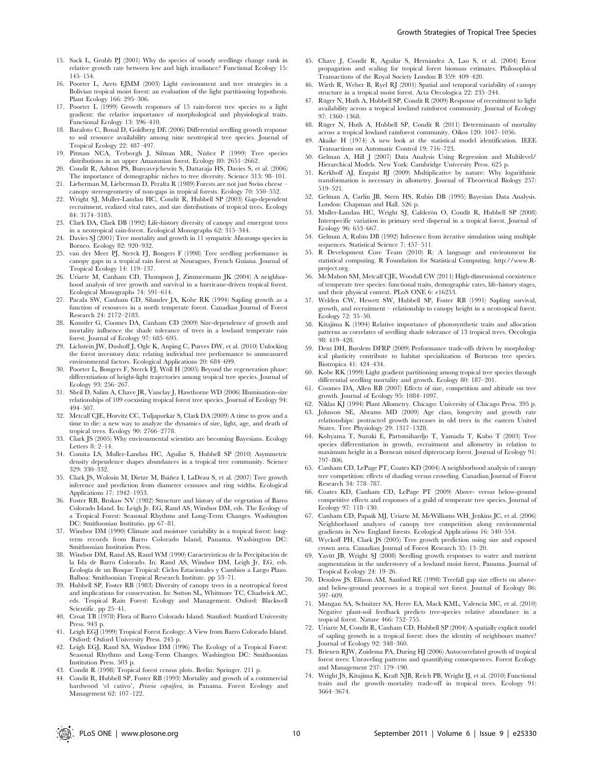15. Sack L, Grubb PJ (2001) Why do species of woody seedlings change rank in relative growth rate between low and high irradiance? Functional Ecology 15: 145–154.
16. Poorter L, Arets EJMM (2003) Light environment and tree strategies in a Bolivian tropical moist forest: an evaluation of the light partitioning hypothesis. Plant Ecology 166: 295–306.
17. Poorter L (1999) Growth responses of 15 rain-forest tree species to a light gradient: the relative importance of morphological and physiological traits. Functional Ecology 13: 396–410.
18. Baraloto C, Bonal D, Goldberg DE (2006) Differential seedling growth response to soil resource availability among nine neotropical tree species. Journal of Tropical Ecology 22: 487–497.
19. Pitman NCA, Terborgh J, Silman MR, Núñez P (1999) Tree species distributions in an upper Amazonian forest. Ecology 80: 2651–2662.
20. Condit R, Ashton PS, Bunyavejchewin S, Dattaraja HS, Davies S, et al. (2006) The importance of demographic niches to tree diversity. Science 313: 98–101.
21. Lieberman M, Lieberman D, Peralta R (1989) Forests are not just Swiss cheese – canopy stereogeometry of non-gaps in tropical forests. Ecology 70: 550–552.
22. Wright SJ, Muller-Landau HC, Condit R, Hubbell SP (2003) Gap-dependent recruitment, realized vital rates, and size distributions of tropical trees. Ecology 84: 3174–3185.
23. Clark DA, Clark DB (1992) Life-history diversity of canopy and emergent trees in a neotropical rain-forest. Ecological Monographs 62: 315–344.
24. Davies SJ (2001) Tree mortality and growth in 11 sympatric *Macaranga* species in Borneo. Ecology 82: 920–932.
25. van der Meer PJ, Sterck FJ, Bongers F (1998) Tree seedling performance in canopy gaps in a tropical rain forest at Nouragues, French Guiana. Journal of Tropical Ecology 14: 119–137.
26. Uriarte M, Canham CD, Thompson J, Zimmermann JK (2004) A neighborhood analysis of tree growth and survival in a hurricane-driven tropical forest. Ecological Monographs 74: 591–614.
27. Pacala SW, Canham CD, Silander JA, Kobe RK (1994) Sapling growth as a function of resources in a north temperate forest. Canadian Journal of Forest Research 24: 2172–2183.
28. Kunstler G, Coomes DA, Canham CD (2009) Size-dependence of growth and mortality influence the shade tolerance of trees in a lowland temperate rain forest. Journal of Ecology 97: 685–695.
29. Lichstein JW, Dushoff J, Ogle K, Anping C, Purves DW, et al. (2010) Unlocking the forest inventory data: relating individual tree performance to unmeasured environmental factors. Ecological Applications 20: 684–699.
30. Poorter L, Bongers F, Sterck FJ, Wöll H (2005) Beyond the regeneration phase: differentiation of height-light trajectories among tropical tree species. Journal of Ecology 93: 256–267.
31. Sheil D, Salim A, Chave JR, Vanclay J, Hawthorne WD (2006) Illumination-size relationships of 109 coexisting tropical forest tree species. Journal of Ecology 94: 494–507.
32. Metcalf CJE, Horvitz CC, Tuljapurkar S, Clark DA (2009) A time to grow and a time to die: a new way to analyze the dynamics of size, light, age, and death of tropical trees. Ecology 90: 2766–2778.
33. Clark JS (2005) Why environmental scientists are becoming Bayesians. Ecology Letters 8: 2–14.
34. Comita LS, Muller-Landau HC, Aguilar S, Hubbell SP (2010) Asymmetric density dependence shapes abundances in a tropical tree community. Science 329: 330–332.
35. Clark JS, Wolosin M, Dietze M, Ibáñez I, LaDeau S, et al. (2007) Tree growth inference and prediction from diameter censuses and ring widths. Ecological Applications 17: 1942–1953.
36. Foster RB, Brokaw NV (1982) Structure and history of the vegetation of Barro Colorado Island. In: Leigh Jr. EG, Rand AS, Windsor DM, eds. The Ecology of a Tropical Forest: Seasonal Rhythms and Long-Term Changes. Washington DC: Smithsonian Institutio. pp 67–81.
37. Windsor DM (1990) Climate and moisture variability in a tropical forest: long-term records from Barro Colorado Island, Panama. Washington DC: Smithsonian Institution Press.
38. Windsor DM, Rand AS, Rand WM (1990) Caracteristicas de la Precipitación de la Isla de Barro Colorado. In: Rand AS, Windsor DM, Leigh Jr. EG, eds. Ecología de un Bosque Tropical: Ciclos Estacionales y Cambios a Largo Plazo. Balboa: Smithsonian Tropical Research Institute. pp 53–71.
39. Hubbell SP, Foster RB (1983) Diversity of canopy trees in a neotropical forest and implications for conservation. In: Sutton SL, Whitmore TC, Chadwick AC, eds. Tropical Rain Forest: Ecology and Management. Oxford: Blackwell Scientific. pp 25–41.
40. Croat TB (1978) Flora of Barro Colorado Island. Stanford: Stanford University Press. 943 p.
41. Leigh EGJ (1999) Tropical Forest Ecology: A View from Barro Colorado Island. Oxford: Oxford University Press. 245 p.
42. Leigh EGJ, Rand SA, Windsor DM (1996) The Ecology of a Tropical Forest: Seasonal Rhythms and Long-Term Changes. Washington DC: Smithsonian Institution Press. 503 p.
43. Condit R (1998) Tropical forest census plots. Berlin: Springer. 211 p.
44. Condit R, Hubbell SP, Foster RB (1993) Mortality and growth of a commercial hardwood 'el cativo', *Prioria copaifera*, in Panama. Forest Ecology and Management 62: 107–122.
45. Chave J, Condit R, Aguilar S, Hernández A, Lao S, et al. (2004) Error propagation and scaling for tropical forest biomass estimates. Philosophical Transactions of the Royal Society London B 359: 409–420.
46. Wirth R, Weber B, Ryel RJ (2001) Spatial and temporal variability of canopy structure in a tropical moist forest. Acta Oecologica 22: 235–244.
47. Rüger N, Huth A, Hubbell SP, Condit R (2009) Response of recruitment to light availability across a tropical lowland rainforest community. Journal of Ecology 97: 1360–1368.
48. Rüger N, Huth A, Hubbell SP, Condit R (2011) Determinants of mortality across a tropical lowland rainforest community. Oikos 120: 1047–1056.
49. Akaike H (1974) A new look at the statistical model identification. IEEE Transactions on Automatic Control 19: 716–723.
50. Gelman A, Hill J (2007) Data Analysis Using Regression and Multilevel/Hierarchical Models. New York: Cambridge University Press. 625 p.
51. Kerkhoff AJ, Enquist BJ (2009) Multiplicative by nature: Why logarithmic transformation is necessary in allometry. Journal of Theoretical Biology 257: 519–521.
52. Gelman A, Carlin JB, Stern HS, Rubin DB (1995) Bayesian Data Analysis. London: Chapman and Hall. 526 p.
53. Muller-Landau HC, Wright SJ, Calderón O, Condit R, Hubbell SP (2008) Interspecific variation in primary seed dispersal in a tropical forest. Journal of Ecology 96: 653–667.
54. Gelman A, Rubin DB (1992) Inference from iterative simulation using multiple sequences. Statistical Science 7: 457–511.
55. R Development Core Team (2010) R: A language and environment for statistical computing. R Foundation for Statistical Computing. http://www.R-project.org.
56. McMahon SM, Metcalf CJE, Woodall CW (2011) High-dimensional coexistence of temperate tree species: functional traits, demographic rates, life-history stages, and their physical context. PLoS ONE 6: e16253.
57. Welden CW, Hewett SW, Hubbell SP, Foster RB (1991) Sapling survival, growth, and recruitment – relationship to canopy height in a neotropical forest. Ecology 72: 35–50.
58. Kitajima K (1994) Relative importance of photosynthetic traits and allocation patterns as correlates of seedling shade tolerance of 13 tropical trees. Oecologia 98: 419–428.
59. Dent DH, Burslem DFRP (2009) Performance trade-offs driven by morphological plasticity contribute to habitat specialization of Bornean tree species. Biotropica 41: 424–434.
60. Kobe RK (1999) Light gradient partitioning among tropical tree species through differential seedling mortality and growth. Ecology 80: 187–201.
61. Coomes DA, Allen RB (2007) Effects of size, competition and altitude on tree growth. Journal of Ecology 95: 1084–1097.
62. Niklas KJ (1994) Plant Allometry. Chicago: University of Chicago Press. 395 p.
63. Johnson SE, Abrams MD (2009) Age class, longevity and growth rate relationships: protracted growth increases in old trees in the eastern United States. Tree Physiology 29: 1317–1328.
64. Kohyama T, Suzuki E, Partomihardjo T, Yamada T, Kubo T (2003) Tree species differentiation in growth, recruitment and allometry in relation to maximum height in a Bornean mixed dipterocarp forest. Journal of Ecology 91: 797–806.
65. Canham CD, LePage PT, Coates KD (2004) A neighborhood analysis of canopy tree competition: effects of shading versus crowding. Canadian Journal of Forest Research 34: 778–787.
66. Coates KD, Canham CD, LePage PT (2009) Above- versus below-ground competitive effects and responses of a guild of temperate tree species. Journal of Ecology 97: 118–130.
67. Canham CD, Papaik MJ, Uriarte M, McWilliams WH, Jenkins JC, et al. (2006) Neighborhood analyses of canopy tree competition along environmental gradients in New England forests. Ecological Applications 16: 540–554.
68. Wyckoff PH, Clark JS (2005) Tree growth prediction using size and exposed crown area. Canadian Journal of Forest Research 35: 13–20.
69. Yavitt JB, Wright SJ (2008) Seedling growth responses to water and nutrient augmentation in the understorey of a lowland moist forest, Panama. Journal of Tropical Ecology 24: 19–26.
70. Denslow JS, Ellison AM, Sanford RE (1998) Treefall gap size effects on above- and below-ground processes in a tropical wet forest. Journal of Ecology 86: 597–609.
71. Mangan SA, Schnitzer SA, Herre EA, Mack KML, Valencia MC, et al. (2010) Negative plant-soil feedback predicts tree-species relative abundance in a tropical forest. Nature 466: 752–755.
72. Uriarte M, Condit R, Canham CD, Hubbell SP (2004) A spatially explicit model of sapling growth in a tropical forest: does the identity of neighbours matter? Journal of Ecology 92: 348–360.
73. Brienen RJW, Zuidema PA, During HJ (2006) Autocorrelated growth of tropical forest trees: Unraveling patterns and quantifying consequences. Forest Ecology and Management 237: 179–190.
74. Wright JS, Kitajima K, Kraft NJB, Reich PB, Wright IJ, et al. (2010) Functional traits and the growth–mortality trade-off in tropical trees. Ecology 91: 3664–3674.